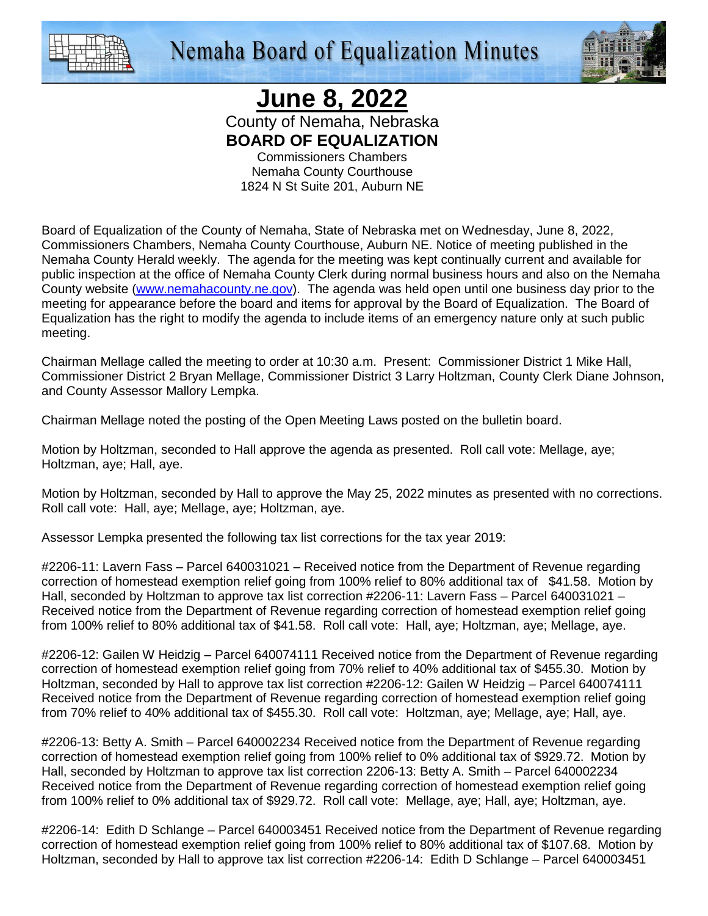# Nemaha Board of Equalization Minutes

## June 8, 2022

County of Nemaha, Nebraska
**BOARD OF EQUALIZATION**
Commissioners Chambers
Nemaha County Courthouse
1824 N St Suite 201, Auburn NE

Board of Equalization of the County of Nemaha, State of Nebraska met on Wednesday, June 8, 2022, Commissioners Chambers, Nemaha County Courthouse, Auburn NE. Notice of meeting published in the Nemaha County Herald weekly. The agenda for the meeting was kept continually current and available for public inspection at the office of Nemaha County Clerk during normal business hours and also on the Nemaha County website (www.nemahacounty.ne.gov). The agenda was held open until one business day prior to the meeting for appearance before the board and items for approval by the Board of Equalization. The Board of Equalization has the right to modify the agenda to include items of an emergency nature only at such public meeting.

Chairman Mellage called the meeting to order at 10:30 a.m. Present: Commissioner District 1 Mike Hall, Commissioner District 2 Bryan Mellage, Commissioner District 3 Larry Holtzman, County Clerk Diane Johnson, and County Assessor Mallory Lempka.

Chairman Mellage noted the posting of the Open Meeting Laws posted on the bulletin board.

Motion by Holtzman, seconded to Hall approve the agenda as presented. Roll call vote: Mellage, aye; Holtzman, aye; Hall, aye.

Motion by Holtzman, seconded by Hall to approve the May 25, 2022 minutes as presented with no corrections. Roll call vote: Hall, aye; Mellage, aye; Holtzman, aye.

Assessor Lempka presented the following tax list corrections for the tax year 2019:

#2206-11: Lavern Fass – Parcel 640031021 – Received notice from the Department of Revenue regarding correction of homestead exemption relief going from 100% relief to 80% additional tax of $41.58. Motion by Hall, seconded by Holtzman to approve tax list correction #2206-11: Lavern Fass – Parcel 640031021 – Received notice from the Department of Revenue regarding correction of homestead exemption relief going from 100% relief to 80% additional tax of $41.58. Roll call vote: Hall, aye; Holtzman, aye; Mellage, aye.

#2206-12: Gailen W Heidzig – Parcel 640074111 Received notice from the Department of Revenue regarding correction of homestead exemption relief going from 70% relief to 40% additional tax of $455.30. Motion by Holtzman, seconded by Hall to approve tax list correction #2206-12: Gailen W Heidzig – Parcel 640074111 Received notice from the Department of Revenue regarding correction of homestead exemption relief going from 70% relief to 40% additional tax of $455.30. Roll call vote: Holtzman, aye; Mellage, aye; Hall, aye.

#2206-13: Betty A. Smith – Parcel 640002234 Received notice from the Department of Revenue regarding correction of homestead exemption relief going from 100% relief to 0% additional tax of $929.72. Motion by Hall, seconded by Holtzman to approve tax list correction 2206-13: Betty A. Smith – Parcel 640002234 Received notice from the Department of Revenue regarding correction of homestead exemption relief going from 100% relief to 0% additional tax of $929.72. Roll call vote: Mellage, aye; Hall, aye; Holtzman, aye.

#2206-14: Edith D Schlange – Parcel 640003451 Received notice from the Department of Revenue regarding correction of homestead exemption relief going from 100% relief to 80% additional tax of $107.68. Motion by Holtzman, seconded by Hall to approve tax list correction #2206-14: Edith D Schlange – Parcel 640003451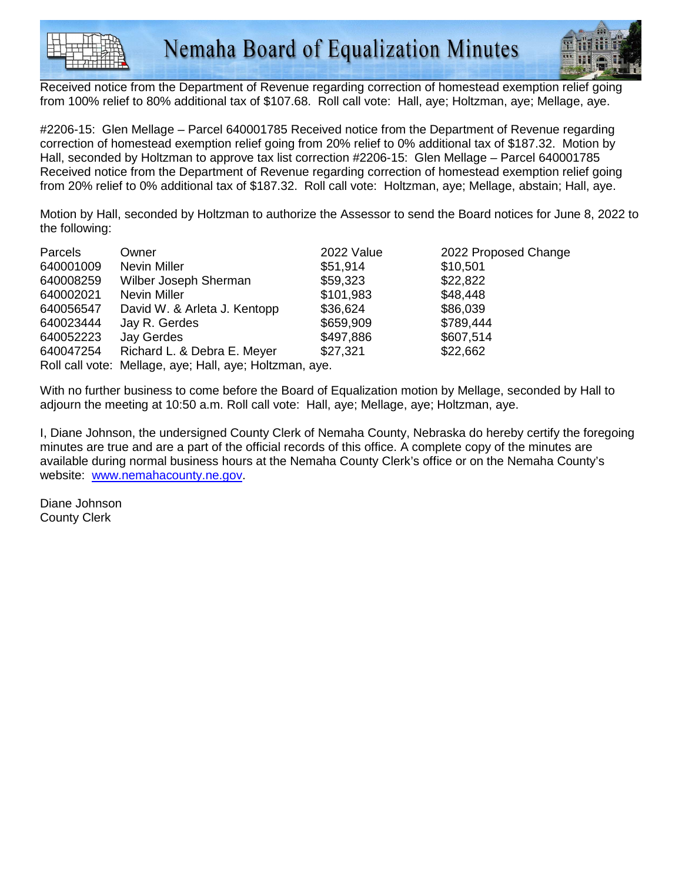Received notice from the Department of Revenue regarding correction of homestead exemption relief going from 100% relief to 80% additional tax of $107.68. Roll call vote: Hall, aye; Holtzman, aye; Mellage, aye.

#2206-15: Glen Mellage – Parcel 640001785 Received notice from the Department of Revenue regarding correction of homestead exemption relief going from 20% relief to 0% additional tax of $187.32. Motion by Hall, seconded by Holtzman to approve tax list correction #2206-15: Glen Mellage – Parcel 640001785 Received notice from the Department of Revenue regarding correction of homestead exemption relief going from 20% relief to 0% additional tax of $187.32. Roll call vote: Holtzman, aye; Mellage, abstain; Hall, aye.

Motion by Hall, seconded by Holtzman to authorize the Assessor to send the Board notices for June 8, 2022 to the following:

| Parcels | Owner | 2022 Value | 2022 Proposed Change |
|---|---|---|---|
| 640001009 | Nevin Miller | $51,914 | $10,501 |
| 640008259 | Wilber Joseph Sherman | $59,323 | $22,822 |
| 640002021 | Nevin Miller | $101,983 | $48,448 |
| 640056547 | David W. & Arleta J. Kentopp | $36,624 | $86,039 |
| 640023444 | Jay R. Gerdes | $659,909 | $789,444 |
| 640052223 | Jay Gerdes | $497,886 | $607,514 |
| 640047254 | Richard L. & Debra E. Meyer | $27,321 | $22,662 |

Roll call vote: Mellage, aye; Hall, aye; Holtzman, aye.

With no further business to come before the Board of Equalization motion by Mellage, seconded by Hall to adjourn the meeting at 10:50 a.m. Roll call vote: Hall, aye; Mellage, aye; Holtzman, aye.

I, Diane Johnson, the undersigned County Clerk of Nemaha County, Nebraska do hereby certify the foregoing minutes are true and are a part of the official records of this office. A complete copy of the minutes are available during normal business hours at the Nemaha County Clerk's office or on the Nemaha County's website: [www.nemahacounty.ne.gov](http://www.nemahacounty.ne.gov).

Diane Johnson
County Clerk